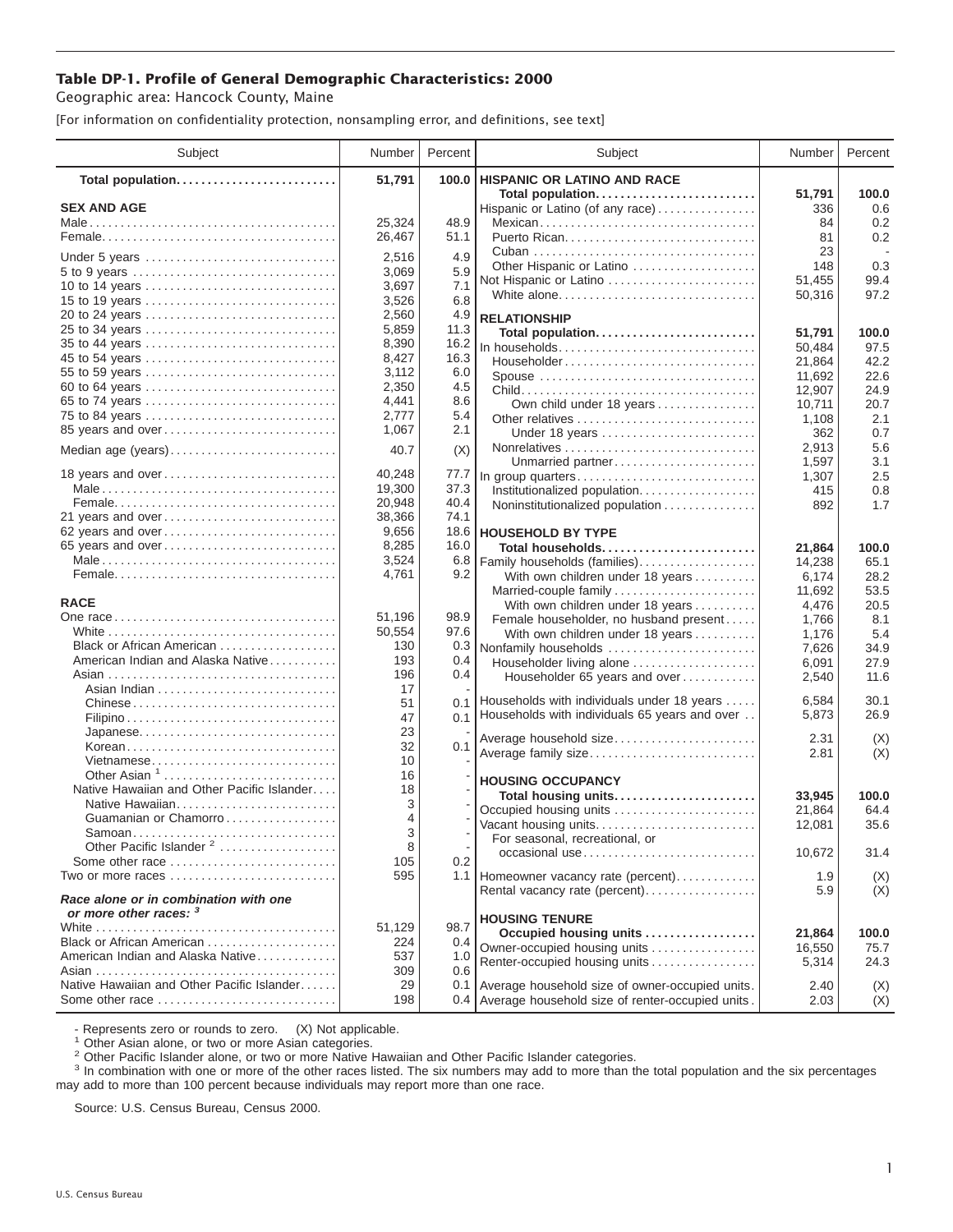# Table DP-1. Profile of General Demographic Characteristics: 2000

Geographic area: Hancock County, Maine

[For information on confidentiality protection, nonsampling error, and definitions, see text]

| Subject | Number | Percent |
|---|---|---|
| **Total population** | **51,791** | **100.0** |
| **SEX AND AGE** | | |
| Male | 25,324 | 48.9 |
| Female | 26,467 | 51.1 |
| Under 5 years | 2,516 | 4.9 |
| 5 to 9 years | 3,069 | 5.9 |
| 10 to 14 years | 3,697 | 7.1 |
| 15 to 19 years | 3,526 | 6.8 |
| 20 to 24 years | 2,560 | 4.9 |
| 25 to 34 years | 5,859 | 11.3 |
| 35 to 44 years | 8,390 | 16.2 |
| 45 to 54 years | 8,427 | 16.3 |
| 55 to 59 years | 3,112 | 6.0 |
| 60 to 64 years | 2,350 | 4.5 |
| 65 to 74 years | 4,441 | 8.6 |
| 75 to 84 years | 2,777 | 5.4 |
| 85 years and over | 1,067 | 2.1 |
| Median age (years) | 40.7 | (X) |
| 18 years and over | 40,248 | 77.7 |
| Male | 19,300 | 37.3 |
| Female | 20,948 | 40.4 |
| 21 years and over | 38,366 | 74.1 |
| 62 years and over | 9,656 | 18.6 |
| 65 years and over | 8,285 | 16.0 |
| Male | 3,524 | 6.8 |
| Female | 4,761 | 9.2 |
| **RACE** | | |
| One race | 51,196 | 98.9 |
| White | 50,554 | 97.6 |
| Black or African American | 130 | 0.3 |
| American Indian and Alaska Native | 193 | 0.4 |
| Asian | 196 | 0.4 |
| Asian Indian | 17 | - |
| Chinese | 51 | 0.1 |
| Filipino | 47 | 0.1 |
| Japanese | 23 | - |
| Korean | 32 | 0.1 |
| Vietnamese | 10 | - |
| Other Asian [1] | 16 | - |
| Native Hawaiian and Other Pacific Islander | 18 | - |
| Native Hawaiian | 3 | - |
| Guamanian or Chamorro | 4 | - |
| Samoan | 3 | - |
| Other Pacific Islander [2] | 8 | - |
| Some other race | 105 | 0.2 |
| Two or more races | 595 | 1.1 |
| ***Race alone or in combination with one or more other races:*** [3] | | |
| White | 51,129 | 98.7 |
| Black or African American | 224 | 0.4 |
| American Indian and Alaska Native | 537 | 1.0 |
| Asian | 309 | 0.6 |
| Native Hawaiian and Other Pacific Islander | 29 | 0.1 |
| Some other race | 198 | 0.4 |
| **HISPANIC OR LATINO AND RACE** | | |
| **Total population** | **51,791** | **100.0** |
| Hispanic or Latino (of any race) | 336 | 0.6 |
| Mexican | 84 | 0.2 |
| Puerto Rican | 81 | 0.2 |
| Cuban | 23 | - |
| Other Hispanic or Latino | 148 | 0.3 |
| Not Hispanic or Latino | 51,455 | 99.4 |
| White alone | 50,316 | 97.2 |
| **RELATIONSHIP** | | |
| **Total population** | **51,791** | **100.0** |
| In households | 50,484 | 97.5 |
| Householder | 21,864 | 42.2 |
| Spouse | 11,692 | 22.6 |
| Child | 12,907 | 24.9 |
| Own child under 18 years | 10,711 | 20.7 |
| Other relatives | 1,108 | 2.1 |
| Under 18 years | 362 | 0.7 |
| Nonrelatives | 2,913 | 5.6 |
| Unmarried partner | 1,597 | 3.1 |
| In group quarters | 1,307 | 2.5 |
| Institutionalized population | 415 | 0.8 |
| Noninstitutionalized population | 892 | 1.7 |
| **HOUSEHOLD BY TYPE** | | |
| **Total households** | **21,864** | **100.0** |
| Family households (families) | 14,238 | 65.1 |
| With own children under 18 years | 6,174 | 28.2 |
| Married-couple family | 11,692 | 53.5 |
| With own children under 18 years | 4,476 | 20.5 |
| Female householder, no husband present | 1,766 | 8.1 |
| With own children under 18 years | 1,176 | 5.4 |
| Nonfamily households | 7,626 | 34.9 |
| Householder living alone | 6,091 | 27.9 |
| Householder 65 years and over | 2,540 | 11.6 |
| Households with individuals under 18 years | 6,584 | 30.1 |
| Households with individuals 65 years and over | 5,873 | 26.9 |
| Average household size | 2.31 | (X) |
| Average family size | 2.81 | (X) |
| **HOUSING OCCUPANCY** | | |
| **Total housing units** | **33,945** | **100.0** |
| Occupied housing units | 21,864 | 64.4 |
| Vacant housing units | 12,081 | 35.6 |
| For seasonal, recreational, or occasional use | 10,672 | 31.4 |
| Homeowner vacancy rate (percent) | 1.9 | (X) |
| Rental vacancy rate (percent) | 5.9 | (X) |
| **HOUSING TENURE** | | |
| **Occupied housing units** | **21,864** | **100.0** |
| Owner-occupied housing units | 16,550 | 75.7 |
| Renter-occupied housing units | 5,314 | 24.3 |
| Average household size of owner-occupied units | 2.40 | (X) |
| Average household size of renter-occupied units | 2.03 | (X) |

- Represents zero or rounds to zero. (X) Not applicable.

[1] Other Asian alone, or two or more Asian categories.

[2] Other Pacific Islander alone, or two or more Native Hawaiian and Other Pacific Islander categories.

[3] In combination with one or more of the other races listed. The six numbers may add to more than the total population and the six percentages may add to more than 100 percent because individuals may report more than one race.

Source: U.S. Census Bureau, Census 2000.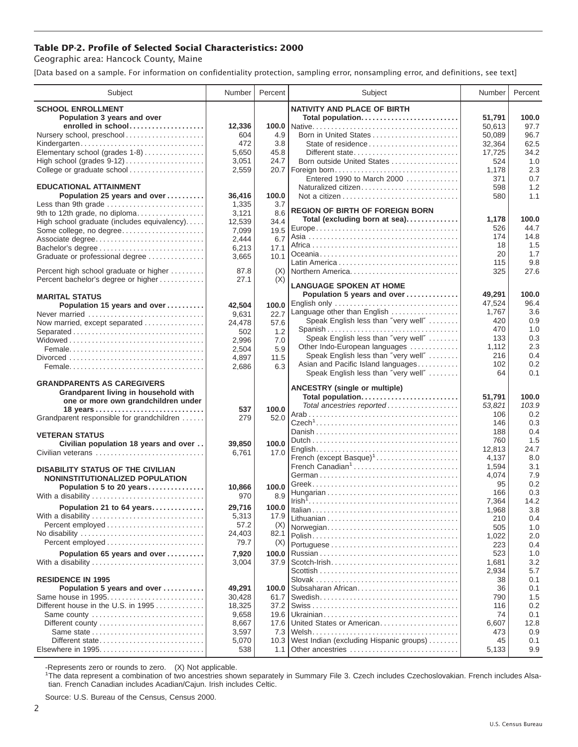## Table DP-2. Profile of Selected Social Characteristics: 2000

Geographic area: Hancock County, Maine

[Data based on a sample. For information on confidentiality protection, sampling error, nonsampling error, and definitions, see text]

| Subject | Number | Percent |
|---|---|---|
| **SCHOOL ENROLLMENT** | | |
| **Population 3 years and over enrolled in school** | **12,336** | **100.0** |
| Nursery school, preschool | 604 | 4.9 |
| Kindergarten | 472 | 3.8 |
| Elementary school (grades 1-8) | 5,650 | 45.8 |
| High school (grades 9-12) | 3,051 | 24.7 |
| College or graduate school | 2,559 | 20.7 |
| **EDUCATIONAL ATTAINMENT** | | |
| **Population 25 years and over** | **36,416** | **100.0** |
| Less than 9th grade | 1,335 | 3.7 |
| 9th to 12th grade, no diploma | 3,121 | 8.6 |
| High school graduate (includes equivalency) | 12,539 | 34.4 |
| Some college, no degree | 7,099 | 19.5 |
| Associate degree | 2,444 | 6.7 |
| Bachelor's degree | 6,213 | 17.1 |
| Graduate or professional degree | 3,665 | 10.1 |
| Percent high school graduate or higher | 87.8 | (X) |
| Percent bachelor's degree or higher | 27.1 | (X) |
| **MARITAL STATUS** | | |
| **Population 15 years and over** | **42,504** | **100.0** |
| Never married | 9,631 | 22.7 |
| Now married, except separated | 24,478 | 57.6 |
| Separated | 502 | 1.2 |
| Widowed | 2,996 | 7.0 |
| Female | 2,504 | 5.9 |
| Divorced | 4,897 | 11.5 |
| Female | 2,686 | 6.3 |
| **GRANDPARENTS AS CAREGIVERS** | | |
| **Grandparent living in household with one or more own grandchildren under 18 years** | **537** | **100.0** |
| Grandparent responsible for grandchildren | 279 | 52.0 |
| **VETERAN STATUS** | | |
| **Civilian population 18 years and over** | **39,850** | **100.0** |
| Civilian veterans | 6,761 | 17.0 |
| **DISABILITY STATUS OF THE CIVILIAN NONINSTITUTIONALIZED POPULATION** | | |
| **Population 5 to 20 years** | **10,866** | **100.0** |
| With a disability | 970 | 8.9 |
| **Population 21 to 64 years** | **29,716** | **100.0** |
| With a disability | 5,313 | 17.9 |
| Percent employed | 57.2 | (X) |
| No disability | 24,403 | 82.1 |
| Percent employed | 79.7 | (X) |
| **Population 65 years and over** | **7,920** | **100.0** |
| With a disability | 3,004 | 37.9 |
| **RESIDENCE IN 1995** | | |
| **Population 5 years and over** | **49,291** | **100.0** |
| Same house in 1995 | 30,428 | 61.7 |
| Different house in the U.S. in 1995 | 18,325 | 37.2 |
| Same county | 9,658 | 19.6 |
| Different county | 8,667 | 17.6 |
| Same state | 3,597 | 7.3 |
| Different state | 5,070 | 10.3 |
| Elsewhere in 1995 | 538 | 1.1 |

| Subject | Number | Percent |
|---|---|---|
| **NATIVITY AND PLACE OF BIRTH** | | |
| **Total population** | **51,791** | **100.0** |
| Native | 50,613 | 97.7 |
| Born in United States | 50,089 | 96.7 |
| State of residence | 32,364 | 62.5 |
| Different state | 17,725 | 34.2 |
| Born outside United States | 524 | 1.0 |
| Foreign born | 1,178 | 2.3 |
| Entered 1990 to March 2000 | 371 | 0.7 |
| Naturalized citizen | 598 | 1.2 |
| Not a citizen | 580 | 1.1 |
| **REGION OF BIRTH OF FOREIGN BORN** | | |
| **Total (excluding born at sea)** | **1,178** | **100.0** |
| Europe | 526 | 44.7 |
| Asia | 174 | 14.8 |
| Africa | 18 | 1.5 |
| Oceania | 20 | 1.7 |
| Latin America | 115 | 9.8 |
| Northern America | 325 | 27.6 |
| **LANGUAGE SPOKEN AT HOME** | | |
| **Population 5 years and over** | **49,291** | **100.0** |
| English only | 47,524 | 96.4 |
| Language other than English | 1,767 | 3.6 |
| Speak English less than "very well" | 420 | 0.9 |
| Spanish | 470 | 1.0 |
| Speak English less than "very well" | 133 | 0.3 |
| Other Indo-European languages | 1,112 | 2.3 |
| Speak English less than "very well" | 216 | 0.4 |
| Asian and Pacific Island languages | 102 | 0.2 |
| Speak English less than "very well" | 64 | 0.1 |
| **ANCESTRY (single or multiple)** | | |
| **Total population** | **51,791** | **100.0** |
| *Total ancestries reported* | *53,821* | *103.9* |
| Arab | 106 | 0.2 |
| Czech[1] | 146 | 0.3 |
| Danish | 188 | 0.4 |
| Dutch | 760 | 1.5 |
| English | 12,813 | 24.7 |
| French (except Basque)[1] | 4,137 | 8.0 |
| French Canadian[1] | 1,594 | 3.1 |
| German | 4,074 | 7.9 |
| Greek | 95 | 0.2 |
| Hungarian | 166 | 0.3 |
| Irish[1] | 7,364 | 14.2 |
| Italian | 1,968 | 3.8 |
| Lithuanian | 210 | 0.4 |
| Norwegian | 505 | 1.0 |
| Polish | 1,022 | 2.0 |
| Portuguese | 223 | 0.4 |
| Russian | 523 | 1.0 |
| Scotch-Irish | 1,681 | 3.2 |
| Scottish | 2,934 | 5.7 |
| Slovak | 38 | 0.1 |
| Subsaharan African | 36 | 0.1 |
| Swedish | 790 | 1.5 |
| Swiss | 116 | 0.2 |
| Ukrainian | 74 | 0.1 |
| United States or American | 6,607 | 12.8 |
| Welsh | 473 | 0.9 |
| West Indian (excluding Hispanic groups) | 45 | 0.1 |
| Other ancestries | 5,133 | 9.9 |

-Represents zero or rounds to zero. (X) Not applicable.

[1]The data represent a combination of two ancestries shown separately in Summary File 3. Czech includes Czechoslovakian. French includes Alsatian. French Canadian includes Acadian/Cajun. Irish includes Celtic.

Source: U.S. Bureau of the Census, Census 2000.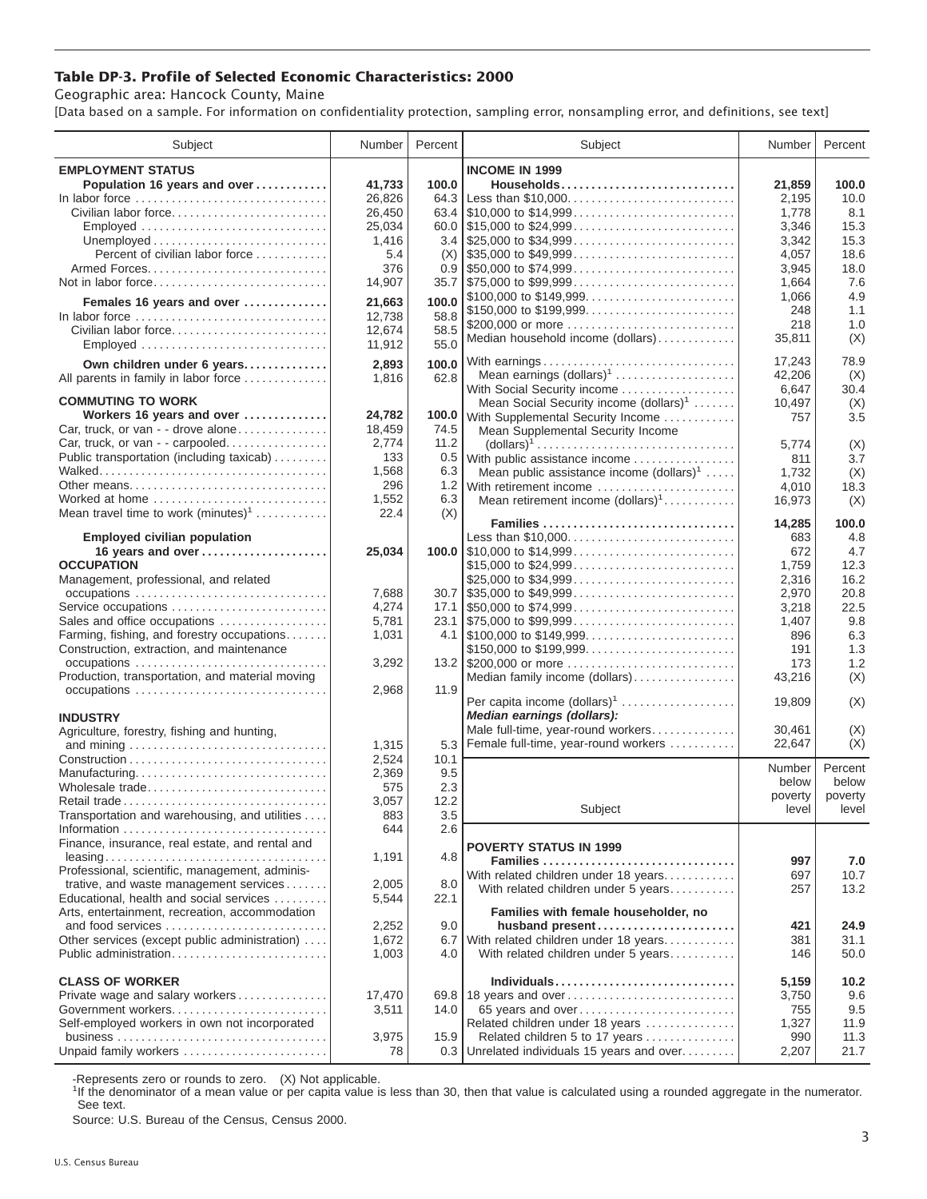# Table DP-3. Profile of Selected Economic Characteristics: 2000

Geographic area: Hancock County, Maine

[Data based on a sample. For information on confidentiality protection, sampling error, nonsampling error, and definitions, see text]

| Subject | Number | Percent |
|---|---|---|
| **EMPLOYMENT STATUS** | | |
| **Population 16 years and over** | **41,733** | **100.0** |
| In labor force | 26,826 | 64.3 |
| Civilian labor force | 26,450 | 63.4 |
| Employed | 25,034 | 60.0 |
| Unemployed | 1,416 | 3.4 |
| Percent of civilian labor force | 5.4 | (X) |
| Armed Forces | 376 | 0.9 |
| Not in labor force | 14,907 | 35.7 |
| **Females 16 years and over** | **21,663** | **100.0** |
| In labor force | 12,738 | 58.8 |
| Civilian labor force | 12,674 | 58.5 |
| Employed | 11,912 | 55.0 |
| **Own children under 6 years** | **2,893** | **100.0** |
| All parents in family in labor force | 1,816 | 62.8 |
| **COMMUTING TO WORK** | | |
| **Workers 16 years and over** | **24,782** | **100.0** |
| Car, truck, or van - - drove alone | 18,459 | 74.5 |
| Car, truck, or van - - carpooled | 2,774 | 11.2 |
| Public transportation (including taxicab) | 133 | 0.5 |
| Walked | 1,568 | 6.3 |
| Other means | 296 | 1.2 |
| Worked at home | 1,552 | 6.3 |
| Mean travel time to work (minutes)[1] | 22.4 | (X) |
| **Employed civilian population 16 years and over** | **25,034** | **100.0** |
| **OCCUPATION** | | |
| Management, professional, and related occupations | 7,688 | 30.7 |
| Service occupations | 4,274 | 17.1 |
| Sales and office occupations | 5,781 | 23.1 |
| Farming, fishing, and forestry occupations | 1,031 | 4.1 |
| Construction, extraction, and maintenance occupations | 3,292 | 13.2 |
| Production, transportation, and material moving occupations | 2,968 | 11.9 |
| **INDUSTRY** | | |
| Agriculture, forestry, fishing and hunting, and mining | 1,315 | 5.3 |
| Construction | 2,524 | 10.1 |
| Manufacturing | 2,369 | 9.5 |
| Wholesale trade | 575 | 2.3 |
| Retail trade | 3,057 | 12.2 |
| Transportation and warehousing, and utilities | 883 | 3.5 |
| Information | 644 | 2.6 |
| Finance, insurance, real estate, and rental and leasing | 1,191 | 4.8 |
| Professional, scientific, management, administrative, and waste management services | 2,005 | 8.0 |
| Educational, health and social services | 5,544 | 22.1 |
| Arts, entertainment, recreation, accommodation and food services | 2,252 | 9.0 |
| Other services (except public administration) | 1,672 | 6.7 |
| Public administration | 1,003 | 4.0 |
| **CLASS OF WORKER** | | |
| Private wage and salary workers | 17,470 | 69.8 |
| Government workers | 3,511 | 14.0 |
| Self-employed workers in own not incorporated business | 3,975 | 15.9 |
| Unpaid family workers | 78 | 0.3 |

| Subject | Number | Percent |
|---|---|---|
| **INCOME IN 1999** | | |
| **Households** | **21,859** | **100.0** |
| Less than $10,000 | 2,195 | 10.0 |
| $10,000 to $14,999 | 1,778 | 8.1 |
| $15,000 to $24,999 | 3,346 | 15.3 |
| $25,000 to $34,999 | 3,342 | 15.3 |
| $35,000 to $49,999 | 4,057 | 18.6 |
| $50,000 to $74,999 | 3,945 | 18.0 |
| $75,000 to $99,999 | 1,664 | 7.6 |
| $100,000 to $149,999 | 1,066 | 4.9 |
| $150,000 to $199,999 | 248 | 1.1 |
| $200,000 or more | 218 | 1.0 |
| Median household income (dollars) | 35,811 | (X) |
| With earnings | 17,243 | 78.9 |
| Mean earnings (dollars)[1] | 42,206 | (X) |
| With Social Security income | 6,647 | 30.4 |
| Mean Social Security income (dollars)[1] | 10,497 | (X) |
| With Supplemental Security Income | 757 | 3.5 |
| Mean Supplemental Security Income (dollars)[1] | 5,774 | (X) |
| With public assistance income | 811 | 3.7 |
| Mean public assistance income (dollars)[1] | 1,732 | (X) |
| With retirement income | 4,010 | 18.3 |
| Mean retirement income (dollars)[1] | 16,973 | (X) |
| **Families** | **14,285** | **100.0** |
| Less than $10,000 | 683 | 4.8 |
| $10,000 to $14,999 | 672 | 4.7 |
| $15,000 to $24,999 | 1,759 | 12.3 |
| $25,000 to $34,999 | 2,316 | 16.2 |
| $35,000 to $49,999 | 2,970 | 20.8 |
| $50,000 to $74,999 | 3,218 | 22.5 |
| $75,000 to $99,999 | 1,407 | 9.8 |
| $100,000 to $149,999 | 896 | 6.3 |
| $150,000 to $199,999 | 191 | 1.3 |
| $200,000 or more | 173 | 1.2 |
| Median family income (dollars) | 43,216 | (X) |
| Per capita income (dollars)[1] | 19,809 | (X) |
| ***Median earnings (dollars):*** | | |
| Male full-time, year-round workers | 30,461 | (X) |
| Female full-time, year-round workers | 22,647 | (X) |

| Subject | Number below poverty level | Percent below poverty level |
|---|---|---|
| **POVERTY STATUS IN 1999** | | |
| **Families** | **997** | **7.0** |
| With related children under 18 years | 697 | 10.7 |
| With related children under 5 years | 257 | 13.2 |
| **Families with female householder, no husband present** | **421** | **24.9** |
| With related children under 18 years | 381 | 31.1 |
| With related children under 5 years | 146 | 50.0 |
| **Individuals** | **5,159** | **10.2** |
| 18 years and over | 3,750 | 9.6 |
| 65 years and over | 755 | 9.5 |
| Related children under 18 years | 1,327 | 11.9 |
| Related children 5 to 17 years | 990 | 11.3 |
| Unrelated individuals 15 years and over | 2,207 | 21.7 |

-Represents zero or rounds to zero. (X) Not applicable.

[1]If the denominator of a mean value or per capita value is less than 30, then that value is calculated using a rounded aggregate in the numerator. See text.

Source: U.S. Bureau of the Census, Census 2000.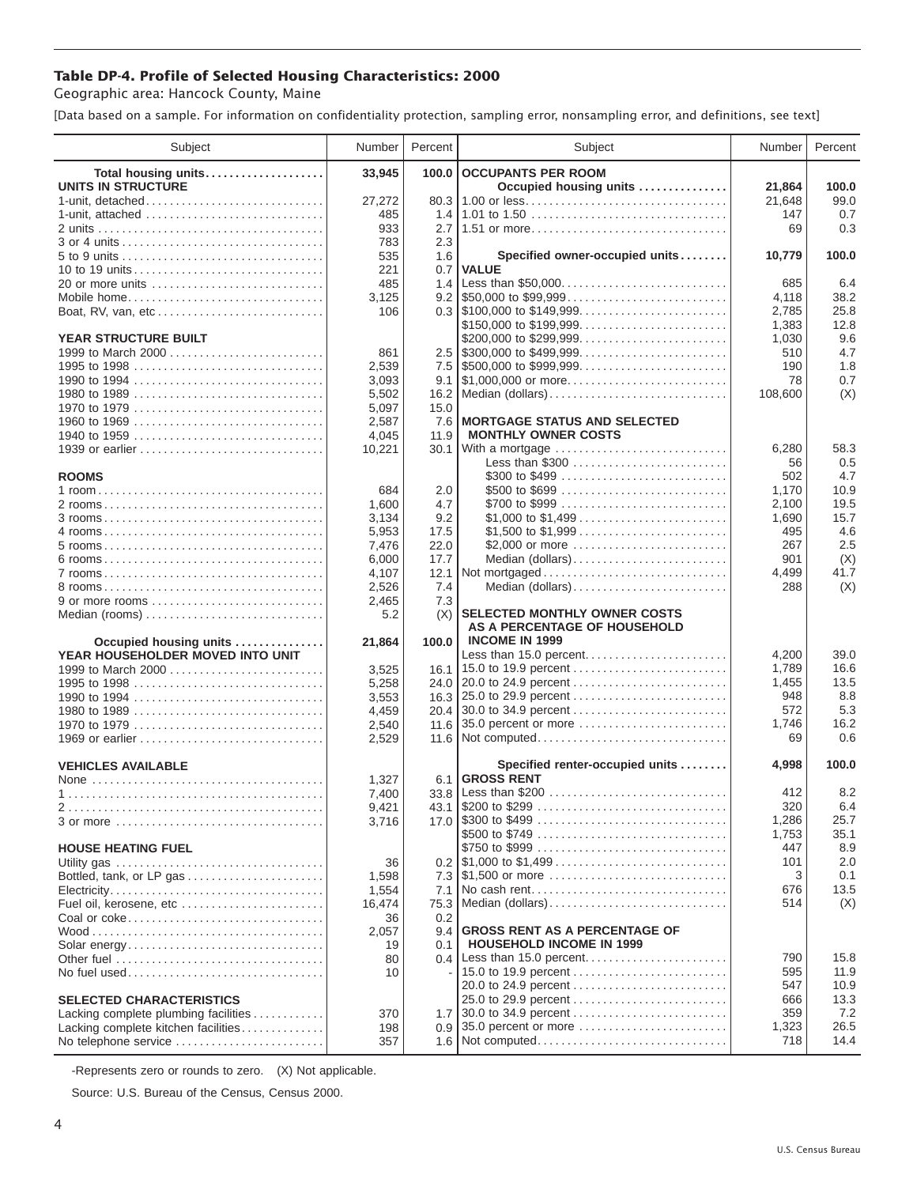**Table DP-4. Profile of Selected Housing Characteristics: 2000**

Geographic area: Hancock County, Maine

[Data based on a sample. For information on confidentiality protection, sampling error, nonsampling error, and definitions, see text]

| Subject | Number | Percent |
|---|---|---|
| **Total housing units** | **33,945** | **100.0** |
| **UNITS IN STRUCTURE** | | |
| 1-unit, detached | 27,272 | 80.3 |
| 1-unit, attached | 485 | 1.4 |
| 2 units | 933 | 2.7 |
| 3 or 4 units | 783 | 2.3 |
| 5 to 9 units | 535 | 1.6 |
| 10 to 19 units | 221 | 0.7 |
| 20 or more units | 485 | 1.4 |
| Mobile home | 3,125 | 9.2 |
| Boat, RV, van, etc | 106 | 0.3 |
| **YEAR STRUCTURE BUILT** | | |
| 1999 to March 2000 | 861 | 2.5 |
| 1995 to 1998 | 2,539 | 7.5 |
| 1990 to 1994 | 3,093 | 9.1 |
| 1980 to 1989 | 5,502 | 16.2 |
| 1970 to 1979 | 5,097 | 15.0 |
| 1960 to 1969 | 2,587 | 7.6 |
| 1940 to 1959 | 4,045 | 11.9 |
| 1939 or earlier | 10,221 | 30.1 |
| **ROOMS** | | |
| 1 room | 684 | 2.0 |
| 2 rooms | 1,600 | 4.7 |
| 3 rooms | 3,134 | 9.2 |
| 4 rooms | 5,953 | 17.5 |
| 5 rooms | 7,476 | 22.0 |
| 6 rooms | 6,000 | 17.7 |
| 7 rooms | 4,107 | 12.1 |
| 8 rooms | 2,526 | 7.4 |
| 9 or more rooms | 2,465 | 7.3 |
| Median (rooms) | 5.2 | (X) |
| **Occupied housing units** | **21,864** | **100.0** |
| **YEAR HOUSEHOLDER MOVED INTO UNIT** | | |
| 1999 to March 2000 | 3,525 | 16.1 |
| 1995 to 1998 | 5,258 | 24.0 |
| 1990 to 1994 | 3,553 | 16.3 |
| 1980 to 1989 | 4,459 | 20.4 |
| 1970 to 1979 | 2,540 | 11.6 |
| 1969 or earlier | 2,529 | 11.6 |
| **VEHICLES AVAILABLE** | | |
| None | 1,327 | 6.1 |
| 1 | 7,400 | 33.8 |
| 2 | 9,421 | 43.1 |
| 3 or more | 3,716 | 17.0 |
| **HOUSE HEATING FUEL** | | |
| Utility gas | 36 | 0.2 |
| Bottled, tank, or LP gas | 1,598 | 7.3 |
| Electricity | 1,554 | 7.1 |
| Fuel oil, kerosene, etc | 16,474 | 75.3 |
| Coal or coke | 36 | 0.2 |
| Wood | 2,057 | 9.4 |
| Solar energy | 19 | 0.1 |
| Other fuel | 80 | 0.4 |
| No fuel used | 10 | - |
| **SELECTED CHARACTERISTICS** | | |
| Lacking complete plumbing facilities | 370 | 1.7 |
| Lacking complete kitchen facilities | 198 | 0.9 |
| No telephone service | 357 | 1.6 |

| Subject | Number | Percent |
|---|---|---|
| **OCCUPANTS PER ROOM** | | |
| **Occupied housing units** | **21,864** | **100.0** |
| 1.00 or less | 21,648 | 99.0 |
| 1.01 to 1.50 | 147 | 0.7 |
| 1.51 or more | 69 | 0.3 |
| **Specified owner-occupied units** | **10,779** | **100.0** |
| **VALUE** | | |
| Less than $50,000 | 685 | 6.4 |
| $50,000 to $99,999 | 4,118 | 38.2 |
| $100,000 to $149,999 | 2,785 | 25.8 |
| $150,000 to $199,999 | 1,383 | 12.8 |
| $200,000 to $299,999 | 1,030 | 9.6 |
| $300,000 to $499,999 | 510 | 4.7 |
| $500,000 to $999,999 | 190 | 1.8 |
| $1,000,000 or more | 78 | 0.7 |
| Median (dollars) | 108,600 | (X) |
| **MORTGAGE STATUS AND SELECTED MONTHLY OWNER COSTS** | | |
| With a mortgage | 6,280 | 58.3 |
| Less than $300 | 56 | 0.5 |
| $300 to $499 | 502 | 4.7 |
| $500 to $699 | 1,170 | 10.9 |
| $700 to $999 | 2,100 | 19.5 |
| $1,000 to $1,499 | 1,690 | 15.7 |
| $1,500 to $1,999 | 495 | 4.6 |
| $2,000 or more | 267 | 2.5 |
| Median (dollars) | 901 | (X) |
| Not mortgaged | 4,499 | 41.7 |
| Median (dollars) | 288 | (X) |
| **SELECTED MONTHLY OWNER COSTS AS A PERCENTAGE OF HOUSEHOLD INCOME IN 1999** | | |
| Less than 15.0 percent | 4,200 | 39.0 |
| 15.0 to 19.9 percent | 1,789 | 16.6 |
| 20.0 to 24.9 percent | 1,455 | 13.5 |
| 25.0 to 29.9 percent | 948 | 8.8 |
| 30.0 to 34.9 percent | 572 | 5.3 |
| 35.0 percent or more | 1,746 | 16.2 |
| Not computed | 69 | 0.6 |
| **Specified renter-occupied units** | **4,998** | **100.0** |
| **GROSS RENT** | | |
| Less than $200 | 412 | 8.2 |
| $200 to $299 | 320 | 6.4 |
| $300 to $499 | 1,286 | 25.7 |
| $500 to $749 | 1,753 | 35.1 |
| $750 to $999 | 447 | 8.9 |
| $1,000 to $1,499 | 101 | 2.0 |
| $1,500 or more | 3 | 0.1 |
| No cash rent | 676 | 13.5 |
| Median (dollars) | 514 | (X) |
| **GROSS RENT AS A PERCENTAGE OF HOUSEHOLD INCOME IN 1999** | | |
| Less than 15.0 percent | 790 | 15.8 |
| 15.0 to 19.9 percent | 595 | 11.9 |
| 20.0 to 24.9 percent | 547 | 10.9 |
| 25.0 to 29.9 percent | 666 | 13.3 |
| 30.0 to 34.9 percent | 359 | 7.2 |
| 35.0 percent or more | 1,323 | 26.5 |
| Not computed | 718 | 14.4 |

-Represents zero or rounds to zero. (X) Not applicable.

Source: U.S. Bureau of the Census, Census 2000.